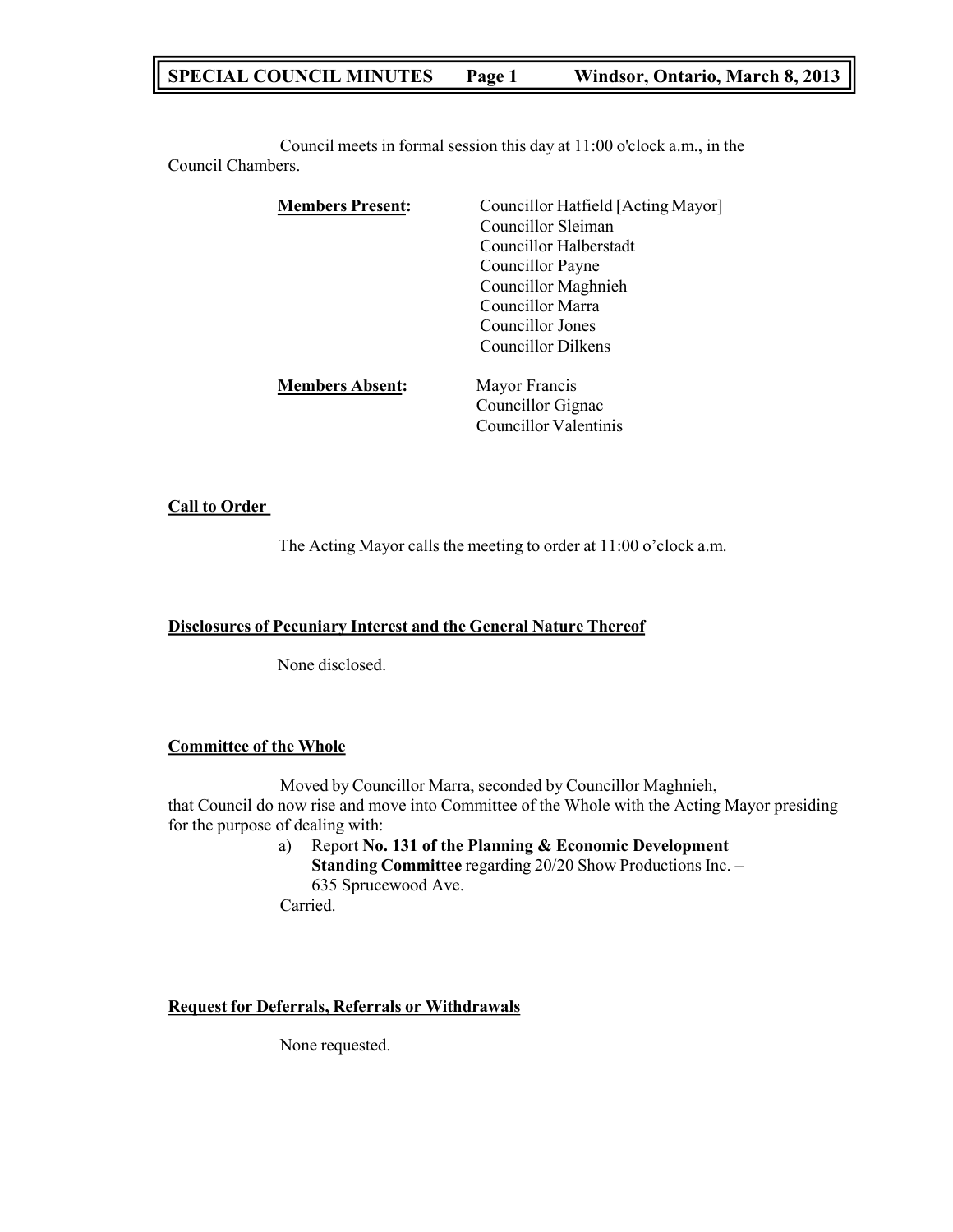# SPECIAL COUNCIL MINUTES Windsor, Ontario, March 8, 2013

Council meets in formal session this day at 11:00 o'clock a.m., in the Council Chambers.

**Members Present:**
- Councillor Hatfield [Acting Mayor]
- Councillor Sleiman
- Councillor Halberstadt
- Councillor Payne
- Councillor Maghnieh
- Councillor Marra
- Councillor Jones
- Councillor Dilkens

**Members Absent:**
- Mayor Francis
- Councillor Gignac
- Councillor Valentinis

## Call to Order

The Acting Mayor calls the meeting to order at 11:00 o'clock a.m.

## Disclosures of Pecuniary Interest and the General Nature Thereof

None disclosed.

## Committee of the Whole

Moved by Councillor Marra, seconded by Councillor Maghnieh, that Council do now rise and move into Committee of the Whole with the Acting Mayor presiding for the purpose of dealing with:

a) Report **No. 131 of the Planning & Economic Development Standing Committee** regarding 20/20 Show Productions Inc. – 635 Sprucewood Ave.

Carried.

## Request for Deferrals, Referrals or Withdrawals

None requested.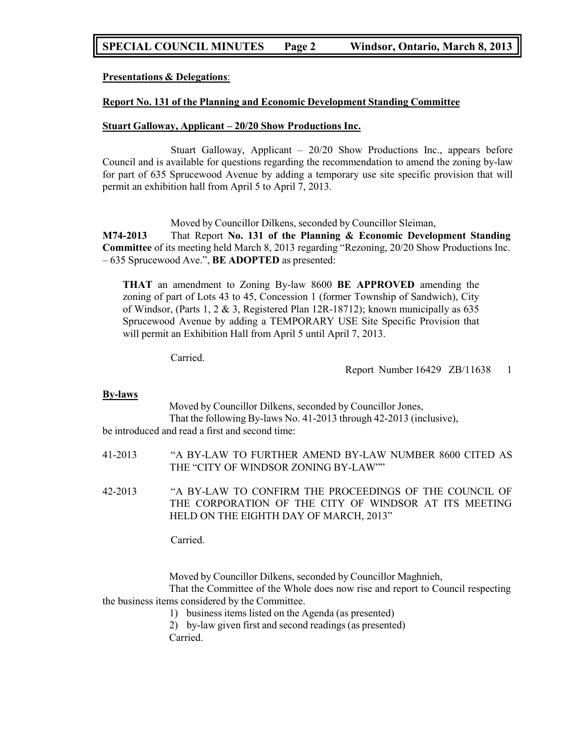**Presentations & Delegations**:

**Report No. 131 of the Planning and Economic Development Standing Committee**

**Stuart Galloway, Applicant – 20/20 Show Productions Inc.**

Stuart Galloway, Applicant – 20/20 Show Productions Inc., appears before Council and is available for questions regarding the recommendation to amend the zoning by-law for part of 635 Sprucewood Avenue by adding a temporary use site specific provision that will permit an exhibition hall from April 5 to April 7, 2013.

Moved by Councillor Dilkens, seconded by Councillor Sleiman,

**M74-2013** That Report **No. 131 of the Planning & Economic Development Standing Committee** of its meeting held March 8, 2013 regarding "Rezoning, 20/20 Show Productions Inc. – 635 Sprucewood Ave.", **BE ADOPTED** as presented:

> **THAT** an amendment to Zoning By-law 8600 **BE APPROVED** amending the zoning of part of Lots 43 to 45, Concession 1 (former Township of Sandwich), City of Windsor, (Parts 1, 2 & 3, Registered Plan 12R-18712); known municipally as 635 Sprucewood Avenue by adding a TEMPORARY USE Site Specific Provision that will permit an Exhibition Hall from April 5 until April 7, 2013.

Carried.

Report Number 16429 ZB/11638 1

**By-laws**

Moved by Councillor Dilkens, seconded by Councillor Jones,

That the following By-laws No. 41-2013 through 42-2013 (inclusive), be introduced and read a first and second time:

41-2013 "A BY-LAW TO FURTHER AMEND BY-LAW NUMBER 8600 CITED AS THE "CITY OF WINDSOR ZONING BY-LAW""

42-2013 "A BY-LAW TO CONFIRM THE PROCEEDINGS OF THE COUNCIL OF THE CORPORATION OF THE CITY OF WINDSOR AT ITS MEETING HELD ON THE EIGHTH DAY OF MARCH, 2013"

Carried.

Moved by Councillor Dilkens, seconded by Councillor Maghnieh,

That the Committee of the Whole does now rise and report to Council respecting the business items considered by the Committee.

1) business items listed on the Agenda (as presented)
2) by-law given first and second readings (as presented)

Carried.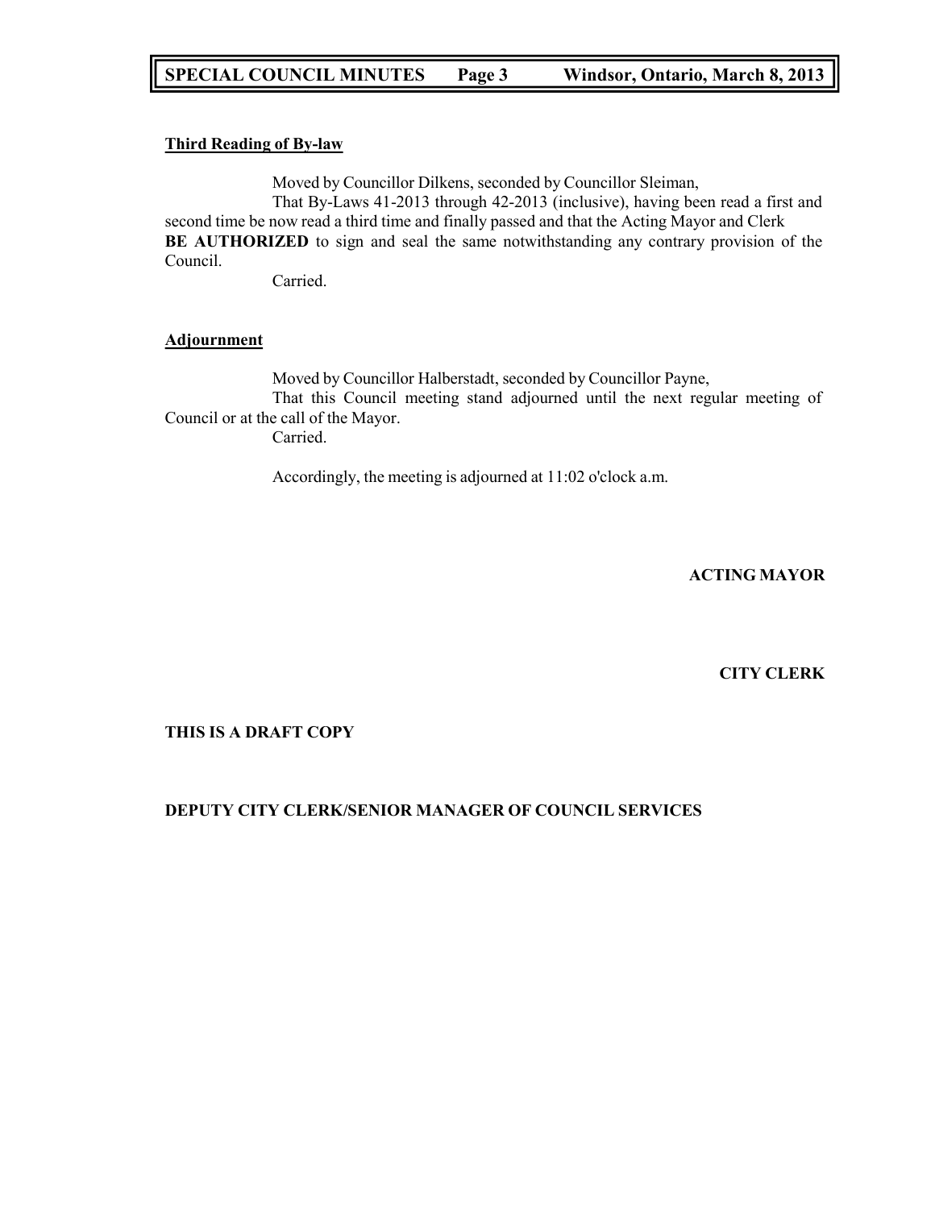**Third Reading of By-law**

Moved by Councillor Dilkens, seconded by Councillor Sleiman,

That By-Laws 41-2013 through 42-2013 (inclusive), having been read a first and second time be now read a third time and finally passed and that the Acting Mayor and Clerk **BE AUTHORIZED** to sign and seal the same notwithstanding any contrary provision of the Council.

Carried.

**Adjournment**

Moved by Councillor Halberstadt, seconded by Councillor Payne,

That this Council meeting stand adjourned until the next regular meeting of Council or at the call of the Mayor.

Carried.

Accordingly, the meeting is adjourned at 11:02 o'clock a.m.

**ACTING MAYOR**

**CITY CLERK**

**THIS IS A DRAFT COPY**

**DEPUTY CITY CLERK/SENIOR MANAGER OF COUNCIL SERVICES**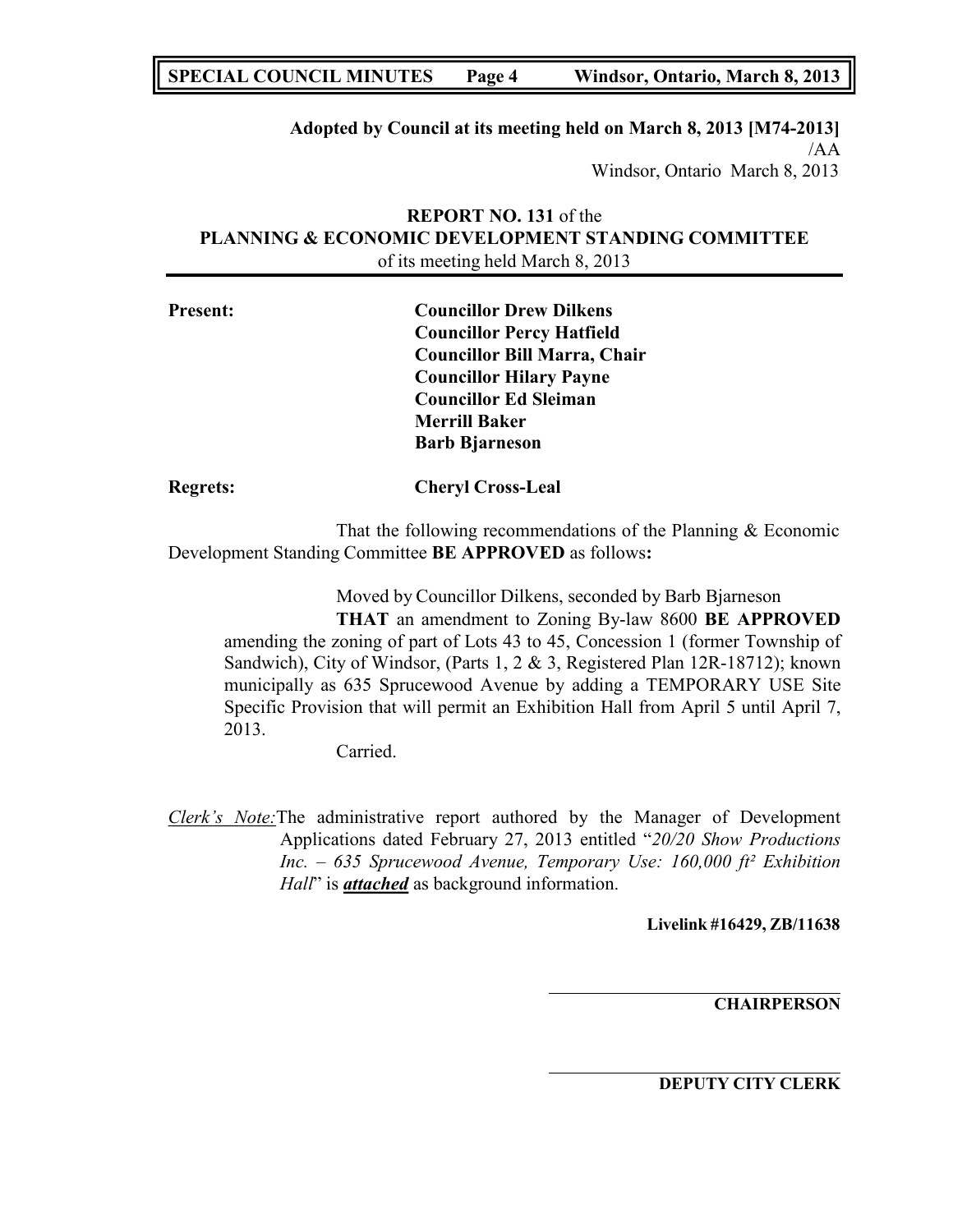**Adopted by Council at its meeting held on March 8, 2013 [M74-2013]**
/AA
Windsor, Ontario March 8, 2013

**REPORT NO. 131** of the
**PLANNING & ECONOMIC DEVELOPMENT STANDING COMMITTEE**
of its meeting held March 8, 2013

**Present:** **Councillor Drew Dilkens**
**Councillor Percy Hatfield**
**Councillor Bill Marra, Chair**
**Councillor Hilary Payne**
**Councillor Ed Sleiman**
**Merrill Baker**
**Barb Bjarneson**

**Regrets:** **Cheryl Cross-Leal**

That the following recommendations of the Planning & Economic Development Standing Committee **BE APPROVED** as follows**:**

Moved by Councillor Dilkens, seconded by Barb Bjarneson

**THAT** an amendment to Zoning By-law 8600 **BE APPROVED** amending the zoning of part of Lots 43 to 45, Concession 1 (former Township of Sandwich), City of Windsor, (Parts 1, 2 & 3, Registered Plan 12R-18712); known municipally as 635 Sprucewood Avenue by adding a TEMPORARY USE Site Specific Provision that will permit an Exhibition Hall from April 5 until April 7, 2013.

Carried.

*Clerk's Note:* The administrative report authored by the Manager of Development Applications dated February 27, 2013 entitled "*20/20 Show Productions Inc. – 635 Sprucewood Avenue, Temporary Use: 160,000 ft² Exhibition Hall*" is ***attached*** as background information.

**Livelink #16429, ZB/11638**

**CHAIRPERSON**

**DEPUTY CITY CLERK**